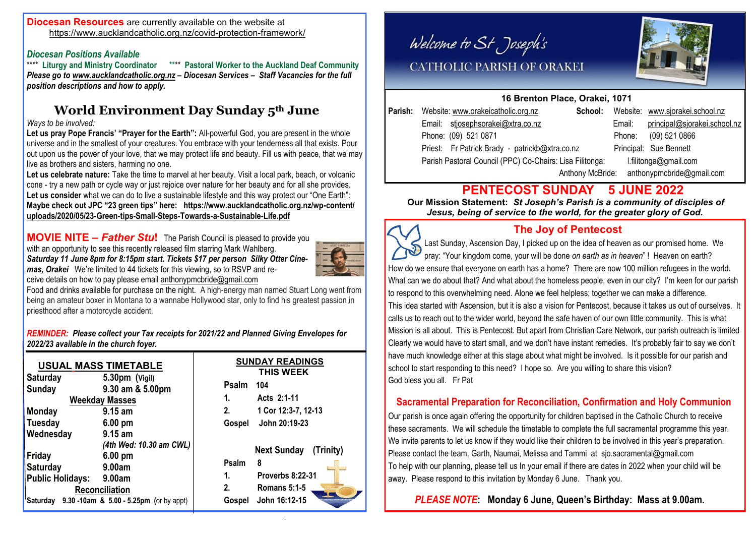**Diocesan Resources** are currently available on the website at https://www.aucklandcatholic.org.nz/covid-protection-framework/

***Diocesan Positions Available***

\*\*\*\* **Liturgy and Ministry Coordinator** \*\*\*\* **Pastoral Worker to the Auckland Deaf Community**

***Please go to www.aucklandcatholic.org.nz – Diocesan Services – Staff Vacancies for the full position descriptions and how to apply.***

## World Environment Day Sunday 5th June

*Ways to be involved:*

**Let us pray Pope Francis' "Prayer for the Earth":** All-powerful God, you are present in the whole universe and in the smallest of your creatures. You embrace with your tenderness all that exists. Pour out upon us the power of your love, that we may protect life and beauty. Fill us with peace, that we may live as brothers and sisters, harming no one.

**Let us celebrate nature:** Take the time to marvel at her beauty. Visit a local park, beach, or volcanic cone - try a new path or cycle way or just rejoice over nature for her beauty and for all she provides.

**Let us consider** what we can do to live a sustainable lifestyle and this way protect our "One Earth":

**Maybe check out JPC "23 green tips" here: https://www.aucklandcatholic.org.nz/wp-content/uploads/2020/05/23-Green-tips-Small-Steps-Towards-a-Sustainable-Life.pdf**

**MOVIE NITE – *Father Stu*!** The Parish Council is pleased to provide you with an opportunity to see this recently released film starring Mark Wahlberg. ***Saturday 11 June 8pm for 8:15pm start. Tickets $17 per person Silky Otter Cinemas, Orakei*** We're limited to 44 tickets for this viewing, so to RSVP and receive details on how to pay please email anthonypmcbride@gmail.com

Food and drinks available for purchase on the night. A high-energy man named Stuart Long went from being an amateur boxer in Montana to a wannabe Hollywood star, only to find his greatest passion in priesthood after a motorcycle accident.

***REMINDER:* *Please collect your Tax receipts for 2021/22 and Planned Giving Envelopes for 2022/23 available in the church foyer.***

### USUAL MASS TIMETABLE

| | |
|---|---|
| **Saturday** | **5.30pm (Vigil)** |
| **Sunday** | **9.30 am & 5.00pm** |
| **Weekday Masses** | |
| **Monday** | **9.15 am** |
| **Tuesday** | **6.00 pm** |
| **Wednesday** | **9.15 am** *(4th Wed: 10.30 am CWL)* |
| **Friday** | **6.00 pm** |
| **Saturday** | **9.00am** |
| **Public Holidays:** | **9.00am** |
| **Reconciliation** | |
| **Saturday** | **9.30 -10am & 5.00 - 5.25pm** (or by appt) |

### SUNDAY READINGS THIS WEEK

| | |
|---|---|
| **Psalm** | **104** |
| **1.** | **Acts 2:1-11** |
| **2.** | **1 Cor 12:3-7, 12-13** |
| **Gospel** | **John 20:19-23** |

**Next Sunday (Trinity)**

| | |
|---|---|
| **Psalm** | **8** |
| **1.** | **Proverbs 8:22-31** |
| **2.** | **Romans 5:1-5** |
| **Gospel** | **John 16:12-15** |

# Welcome to St Joseph's

## CATHOLIC PARISH OF ORAKEI

**16 Brenton Place, Orakei, 1071**

**Parish:** Website: www.orakeicatholic.org.nz
Email: stjosephsorakei@xtra.co.nz
Phone: (09) 521 0871
Priest: Fr Patrick Brady - patrickb@xtra.co.nz
Parish Pastoral Council (PPC) Co-Chairs: Lisa Filitonga: l.filitonga@gmail.com
Anthony McBride: anthonypmcbride@gmail.com

**School:** Website: www.sjorakei.school.nz
Email: principal@sjorakei.school.nz
Phone: (09) 521 0866
Principal: Sue Bennett

## PENTECOST SUNDAY 5 JUNE 2022

**Our Mission Statement:** ***St Joseph's Parish is a community of disciples of Jesus, being of service to the world, for the greater glory of God.***

### The Joy of Pentecost

Last Sunday, Ascension Day, I picked up on the idea of heaven as our promised home. We pray: "Your kingdom come, your will be done *on earth as in heaven*" ! Heaven on earth? How do we ensure that everyone on earth has a home? There are now 100 million refugees in the world. What can we do about that? And what about the homeless people, even in our city? I'm keen for our parish to respond to this overwhelming need. Alone we feel helpless; together we can make a difference.

This idea started with Ascension, but it is also a vision for Pentecost, because it takes us out of ourselves. It calls us to reach out to the wider world, beyond the safe haven of our own little community. This is what Mission is all about. This is Pentecost. But apart from Christian Care Network, our parish outreach is limited Clearly we would have to start small, and we don't have instant remedies. It's probably fair to say we don't have much knowledge either at this stage about what might be involved. Is it possible for our parish and school to start responding to this need? I hope so. Are you willing to share this vision?

God bless you all. Fr Pat

### Sacramental Preparation for Reconciliation, Confirmation and Holy Communion

Our parish is once again offering the opportunity for children baptised in the Catholic Church to receive these sacraments. We will schedule the timetable to complete the full sacramental programme this year. We invite parents to let us know if they would like their children to be involved in this year's preparation. Please contact the team, Garth, Naumai, Melissa and Tammi at sjo.sacramental@gmail.com

To help with our planning, please tell us In your email if there are dates in 2022 when your child will be away. Please respond to this invitation by Monday 6 June. Thank you.

***PLEASE NOTE*: Monday 6 June, Queen's Birthday: Mass at 9.00am.**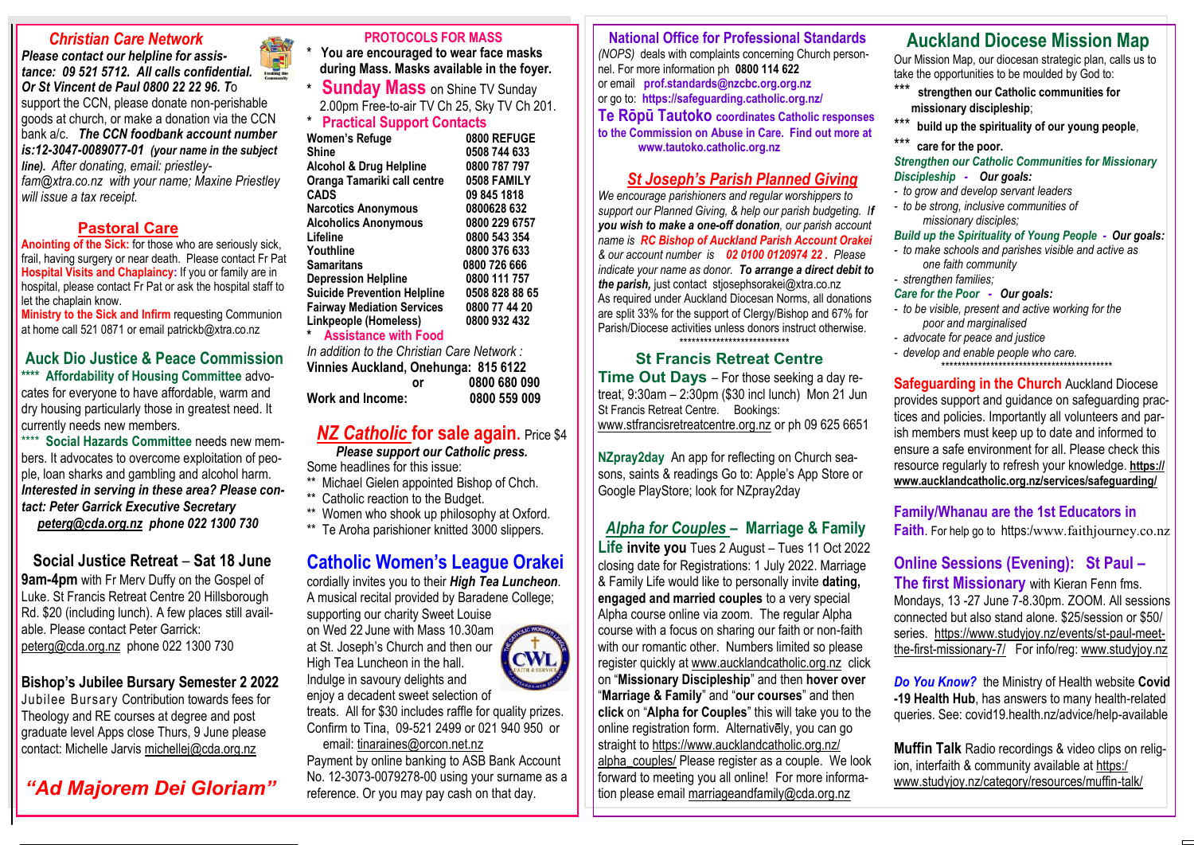## Christian Care Network

*Please contact our helpline for assistance: 09 521 5712. All calls confidential. Or St Vincent de Paul 0800 22 22 96. T*o support the CCN, please donate non-perishable goods at church, or make a donation via the CCN bank a/c. ***The CCN foodbank account number is:12-3047-0089077-01*** ***(your name in the subject line).*** *After donating, email: priestley-fam@xtra.co.nz with your name; Maxine Priestley will issue a tax receipt.*

## Pastoral Care

**Anointing of the Sick:** for those who are seriously sick, frail, having surgery or near death. Please contact Fr Pat **Hospital Visits and Chaplaincy:** If you or family are in hospital, please contact Fr Pat or ask the hospital staff to let the chaplain know.

**Ministry to the Sick and Infirm** requesting Communion at home call 521 0871 or email patrickb@xtra.co.nz

## Auck Dio Justice & Peace Commission

**** **Affordability of Housing Committee** advocates for everyone to have affordable, warm and dry housing particularly those in greatest need. It currently needs new members.

**** **Social Hazards Committee** needs new members. It advocates to overcome exploitation of people, loan sharks and gambling and alcohol harm. ***Interested in serving in these area? Please contact: Peter Garrick Executive Secretary peterg@cda.org.nz phone 022 1300 730***

## Social Justice Retreat – Sat 18 June

**9am-4pm** with Fr Merv Duffy on the Gospel of Luke. St Francis Retreat Centre 20 Hillsborough Rd. $20 (including lunch). A few places still available. Please contact Peter Garrick: peterg@cda.org.nz phone 022 1300 730

## Bishop's Jubilee Bursary Semester 2 2022

Jubilee Bursary Contribution towards fees for Theology and RE courses at degree and post graduate level Apps close Thurs, 9 June please contact: Michelle Jarvis michellej@cda.org.nz

***"Ad Majorem Dei Gloriam"***

## PROTOCOLS FOR MASS

\* **You are encouraged to wear face masks during Mass. Masks available in the foyer.**

\* **Sunday Mass** on Shine TV Sunday 2.00pm Free-to-air TV Ch 25, Sky TV Ch 201.

\* **Practical Support Contacts**

| | |
|---|---|
| **Women's Refuge** | **0800 REFUGE** |
| **Shine** | **0508 744 633** |
| **Alcohol & Drug Helpline** | **0800 787 797** |
| **Oranga Tamariki call centre** | **0508 FAMILY** |
| **CADS** | **09 845 1818** |
| **Narcotics Anonymous** | **0800628 632** |
| **Alcoholics Anonymous** | **0800 229 6757** |
| **Lifeline** | **0800 543 354** |
| **Youthline** | **0800 376 633** |
| **Samaritans** | **0800 726 666** |
| **Depression Helpline** | **0800 111 757** |
| **Suicide Prevention Helpline** | **0508 828 88 65** |
| **Fairway Mediation Services** | **0800 77 44 20** |
| **Linkpeople (Homeless)** | **0800 932 432** |

\* **Assistance with Food**

*In addition to the Christian Care Network :*
**Vinnies Auckland, Onehunga: 815 6122 or 0800 680 090**
**Work and Income: 0800 559 009**

## *NZ Catholic* for sale again. Price $4

***Please support our Catholic press.***

Some headlines for this issue:

- ** Michael Gielen appointed Bishop of Chch.
- ** Catholic reaction to the Budget.
- ** Women who shook up philosophy at Oxford.
- ** Te Aroha parishioner knitted 3000 slippers.

## Catholic Women's League Orakei

cordially invites you to their ***High Tea Luncheon***. A musical recital provided by Baradene College; supporting our charity Sweet Louise on Wed 22 June with Mass 10.30am at St. Joseph's Church and then our High Tea Luncheon in the hall. Indulge in savoury delights and enjoy a decadent select selection of treats. All for $30 includes raffle for quality prizes. Confirm to Tina, 09-521 2499 or 021 940 950 or email: tinaraines@orcon.net.nz

Payment by online banking to ASB Bank Account No. 12-3073-0079278-00 using your surname as a reference. Or you may pay cash on that day.

## National Office for Professional Standards

*(NOPS)* deals with complaints concerning Church personnel. For more information ph **0800 114 622** or email **prof.standards@nzcbc.org.nz** or go to: **https://safeguarding.catholic.org.nz/**

**Te Rōpū Tautoko coordinates Catholic responses to the Commission on Abuse in Care. Find out more at www.tautoko.catholic.org.nz**

## *St Joseph's Parish Planned Giving*

*We encourage parishioners and regular worshippers to support our Planned Giving, & help our parish budgeting.* ***If you wish to make a one-off donation****, our parish account name is* ***RC Bishop of Auckland Parish Account Orakei*** *& our account number is* ***02 0100 0120974 22 .*** *Please indicate your name as donor.* ***To arrange a direct debit to the parish,*** just contact stjosephsorakei@xtra.co.nz

As required under Auckland Diocesan Norms, all donations are split 33% for the support of Clergy/Bishop and 67% for Parish/Diocese activities unless donors instruct otherwise.

## St Francis Retreat Centre

**Time Out Days** – For those seeking a day retreat, 9:30am – 2:30pm ($30 incl lunch) Mon 21 Jun St Francis Retreat Centre. Bookings: www.stfrancisretreatcentre.org.nz or ph 09 625 6651

**NZpray2day** An app for reflecting on Church seasons, saints & readings Go to: Apple's App Store or Google PlayStore; look for NZpray2day

## *Alpha for Couples* – Marriage & Family Life invite you

Tues 2 August – Tues 11 Oct 2022 closing date for Registrations: 1 July 2022. Marriage & Family Life would like to personally invite **dating, engaged and married couples** to a very special Alpha course online via zoom. The regular Alpha course with a focus on sharing our faith or non-faith with our romantic other. Numbers limited so please register quickly at www.aucklandcatholic.org.nz click on "**Missionary Discipleship**" and then **hover over** "**Marriage & Family**" and "**our courses**" and then **click** on "**Alpha for Couples**" this will take you to the online registration form. Alternatively, you can go straight to https://www.aucklandcatholic.org.nz/alpha_couples/ Please register as a couple. We look forward to meeting you all online! For more information please email marriageandfamily@cda.org.nz

## Auckland Diocese Mission Map

Our Mission Map, our diocesan strategic plan, calls us to take the opportunities to be moulded by God to:

- *** **strengthen our Catholic communities for missionary discipleship**;
- *** **build up the spirituality of our young people**,
- *** **care for the poor.**

***Strengthen our Catholic Communities for Missionary Discipleship - Our goals:***

- *to grow and develop servant leaders*
- *to be strong, inclusive communities of missionary disciples;*

***Build up the Spirituality of Young People - Our goals:***

- *to make schools and parishes visible and active as one faith community*
- *strengthen families;*

***Care for the Poor - Our goals:***

- *to be visible, present and active working for the poor and marginalised*
- *advocate for peace and justice*
- *develop and enable people who care.*

**Safeguarding in the Church** Auckland Diocese provides support and guidance on safeguarding practices and policies. Importantly all volunteers and parish members must keep up to date and informed to ensure a safe environment for all. Please check this resource regularly to refresh your knowledge. **https://www.aucklandcatholic.org.nz/services/safeguarding/**

**Family/Whanau are the 1st Educators in Faith**. For help go to https:/www.faithjourney.co.nz

## Online Sessions (Evening): St Paul – The first Missionary

with Kieran Fenn fms. Mondays, 13 -27 June 7-8.30pm. ZOOM. All sessions connected but also stand alone. $25/session or $50/ series. https://www.studjoy.nz/events/st-paul-meet-the-first-missionary-7/ For info/reg: www.studjoy.nz

***Do You Know?*** the Ministry of Health website **Covid -19 Health Hub**, has answers to many health-related queries. See: covid19.health.nz/advice/help-available

**Muffin Talk** Radio recordings & video clips on religion, interfaith & community available at https://www.studjoy.nz/category/resources/muffin-talk/